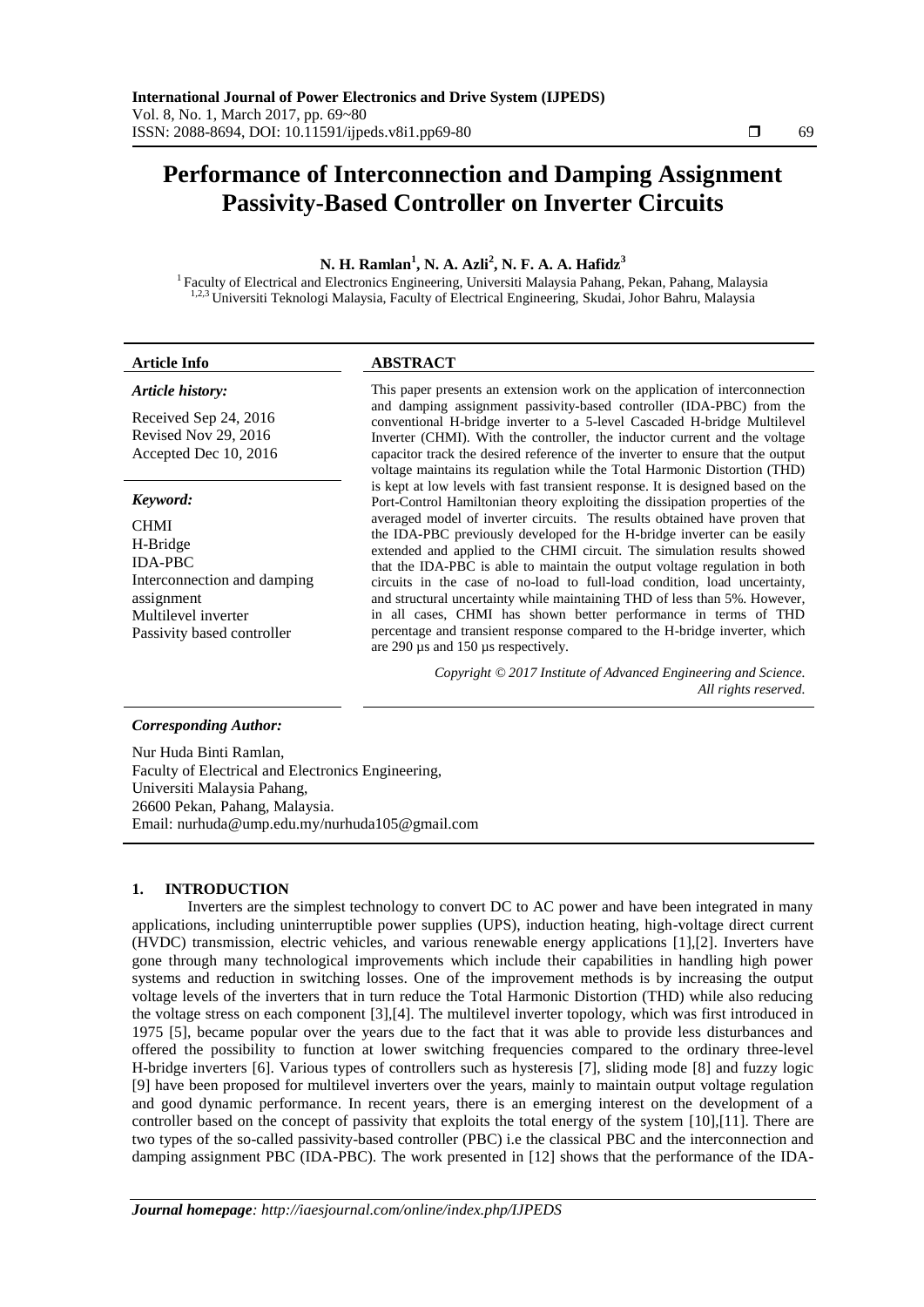# Performance of Interconnection and Damping Assignment Passivity-Based Controller on Inverter Circuits

**N. H. Ramlan[1], N. A. Azli[2], N. F. A. A. Hafidz[3]**

[1] Faculty of Electrical and Electronics Engineering, Universiti Malaysia Pahang, Pekan, Pahang, Malaysia
[1,2,3] Universiti Teknologi Malaysia, Faculty of Electrical Engineering, Skudai, Johor Bahru, Malaysia

**Article Info**

*Article history:*

Received Sep 24, 2016
Revised Nov 29, 2016
Accepted Dec 10, 2016

*Keyword:*

CHMI
H-Bridge
IDA-PBC
Interconnection and damping assignment
Multilevel inverter
Passivity based controller

**ABSTRACT**

This paper presents an extension work on the application of interconnection and damping assignment passivity-based controller (IDA-PBC) from the conventional H-bridge inverter to a 5-level Cascaded H-bridge Multilevel Inverter (CHMI). With the controller, the inductor current and the voltage capacitor track the desired reference of the inverter to ensure that the output voltage maintains its regulation while the Total Harmonic Distortion (THD) is kept at low levels with fast transient response. It is designed based on the Port-Control Hamiltonian theory exploiting the dissipation properties of the averaged model of inverter circuits. The results obtained have proven that the IDA-PBC previously developed for the H-bridge inverter can be easily extended and applied to the CHMI circuit. The simulation results showed that the IDA-PBC is able to maintain the output voltage regulation in both circuits in the case of no-load to full-load condition, load uncertainty, and structural uncertainty while maintaining THD of less than 5%. However, in all cases, CHMI has shown better performance in terms of THD percentage and transient response compared to the H-bridge inverter, which are 290 µs and 150 µs respectively.

*Copyright © 2017 Institute of Advanced Engineering and Science. All rights reserved.*

***Corresponding Author:***

Nur Huda Binti Ramlan,
Faculty of Electrical and Electronics Engineering,
Universiti Malaysia Pahang,
26600 Pekan, Pahang, Malaysia.
Email: nurhuda@ump.edu.my/nurhuda105@gmail.com

## 1. INTRODUCTION

Inverters are the simplest technology to convert DC to AC power and have been integrated in many applications, including uninterruptible power supplies (UPS), induction heating, high-voltage direct current (HVDC) transmission, electric vehicles, and various renewable energy applications [1],[2]. Inverters have gone through many technological improvements which include their capabilities in handling high power systems and reduction in switching losses. One of the improvement methods is by increasing the output voltage levels of the inverters that in turn reduce the Total Harmonic Distortion (THD) while also reducing the voltage stress on each component [3],[4]. The multilevel inverter topology, which was first introduced in 1975 [5], became popular over the years due to the fact that it was able to provide less disturbances and offered the possibility to function at lower switching frequencies compared to the ordinary three-level H-bridge inverters [6]. Various types of controllers such as hysteresis [7], sliding mode [8] and fuzzy logic [9] have been proposed for multilevel inverters over the years, mainly to maintain output voltage regulation and good dynamic performance. In recent years, there is an emerging interest on the development of a controller based on the concept of passivity that exploits the total energy of the system [10],[11]. There are two types of the so-called passivity-based controller (PBC) i.e the classical PBC and the interconnection and damping assignment PBC (IDA-PBC). The work presented in [12] shows that the performance of the IDA-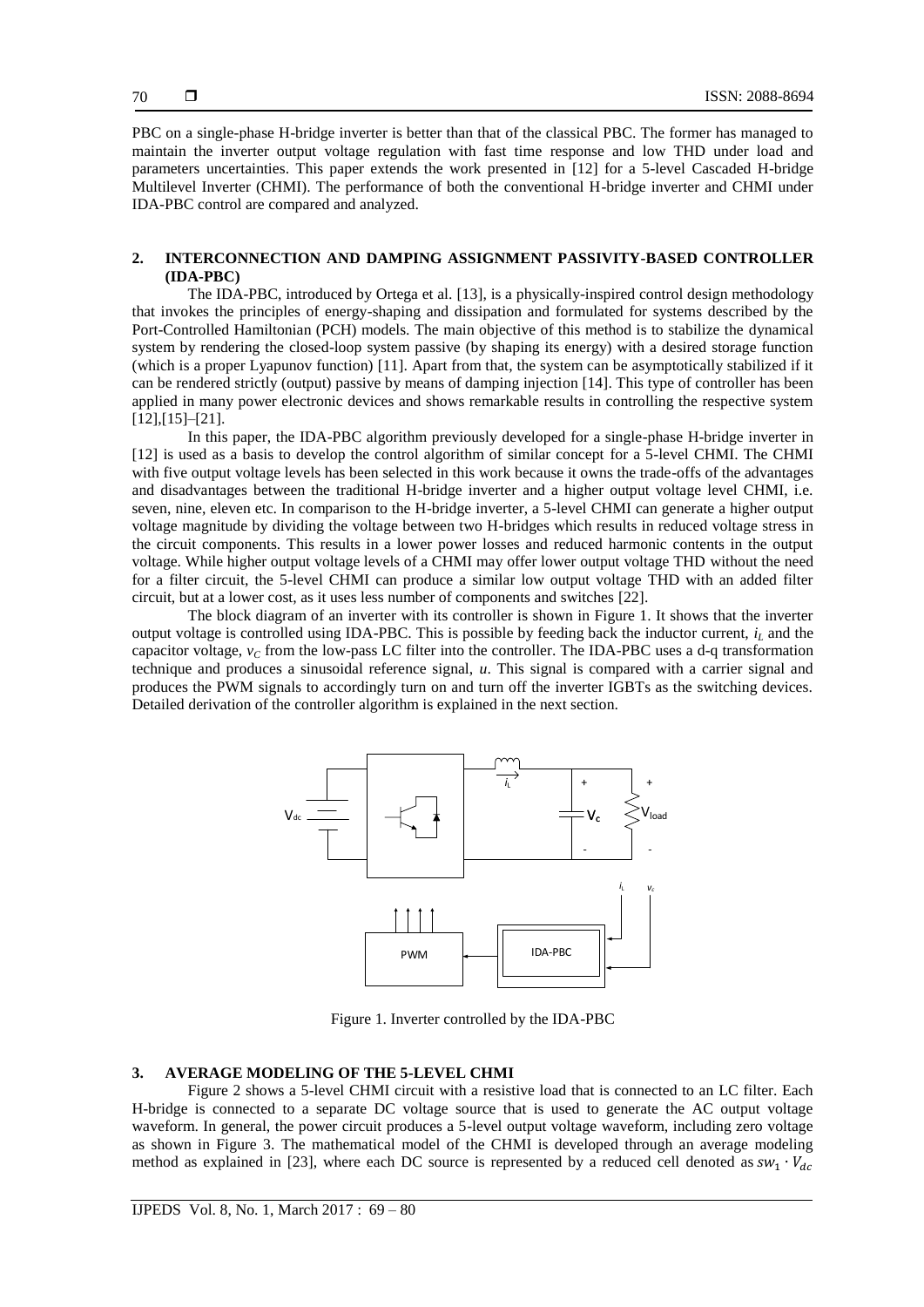PBC on a single-phase H-bridge inverter is better than that of the classical PBC. The former has managed to maintain the inverter output voltage regulation with fast time response and low THD under load and parameters uncertainties. This paper extends the work presented in [12] for a 5-level Cascaded H-bridge Multilevel Inverter (CHMI). The performance of both the conventional H-bridge inverter and CHMI under IDA-PBC control are compared and analyzed.

## 2. INTERCONNECTION AND DAMPING ASSIGNMENT PASSIVITY-BASED CONTROLLER (IDA-PBC)

The IDA-PBC, introduced by Ortega et al. [13], is a physically-inspired control design methodology that invokes the principles of energy-shaping and dissipation and formulated for systems described by the Port-Controlled Hamiltonian (PCH) models. The main objective of this method is to stabilize the dynamical system by rendering the closed-loop system passive (by shaping its energy) with a desired storage function (which is a proper Lyapunov function) [11]. Apart from that, the system can be asymptotically stabilized if it can be rendered strictly (output) passive by means of damping injection [14]. This type of controller has been applied in many power electronic devices and shows remarkable results in controlling the respective system [12],[15]–[21].

In this paper, the IDA-PBC algorithm previously developed for a single-phase H-bridge inverter in [12] is used as a basis to develop the control algorithm of similar concept for a 5-level CHMI. The CHMI with five output voltage levels has been selected in this work because it owns the trade-offs of the advantages and disadvantages between the traditional H-bridge inverter and a higher output voltage level CHMI, i.e. seven, nine, eleven etc. In comparison to the H-bridge inverter, a 5-level CHMI can generate a higher output voltage magnitude by dividing the voltage between two H-bridges which results in reduced voltage stress in the circuit components. This results in a lower power losses and reduced harmonic contents in the output voltage. While higher output voltage levels of a CHMI may offer lower output voltage THD without the need for a filter circuit, the 5-level CHMI can produce a similar low output voltage THD with an added filter circuit, but at a lower cost, as it uses less number of components and switches [22].

The block diagram of an inverter with its controller is shown in Figure 1. It shows that the inverter output voltage is controlled using IDA-PBC. This is possible by feeding back the inductor current, $i_L$ and the capacitor voltage, $v_C$ from the low-pass LC filter into the controller. The IDA-PBC uses a d-q transformation technique and produces a sinusoidal reference signal, $u$. This signal is compared with a carrier signal and produces the PWM signals to accordingly turn on and turn off the inverter IGBTs as the switching devices. Detailed derivation of the controller algorithm is explained in the next section.

Figure 1. Inverter controlled by the IDA-PBC

## 3. AVERAGE MODELING OF THE 5-LEVEL CHMI

Figure 2 shows a 5-level CHMI circuit with a resistive load that is connected to an LC filter. Each H-bridge is connected to a separate DC voltage source that is used to generate the AC output voltage waveform. In general, the power circuit produces a 5-level output voltage waveform, including zero voltage as shown in Figure 3. The mathematical model of the CHMI is developed through an average modeling method as explained in [23], where each DC source is represented by a reduced cell denoted as $sw_1 \cdot V_{dc}$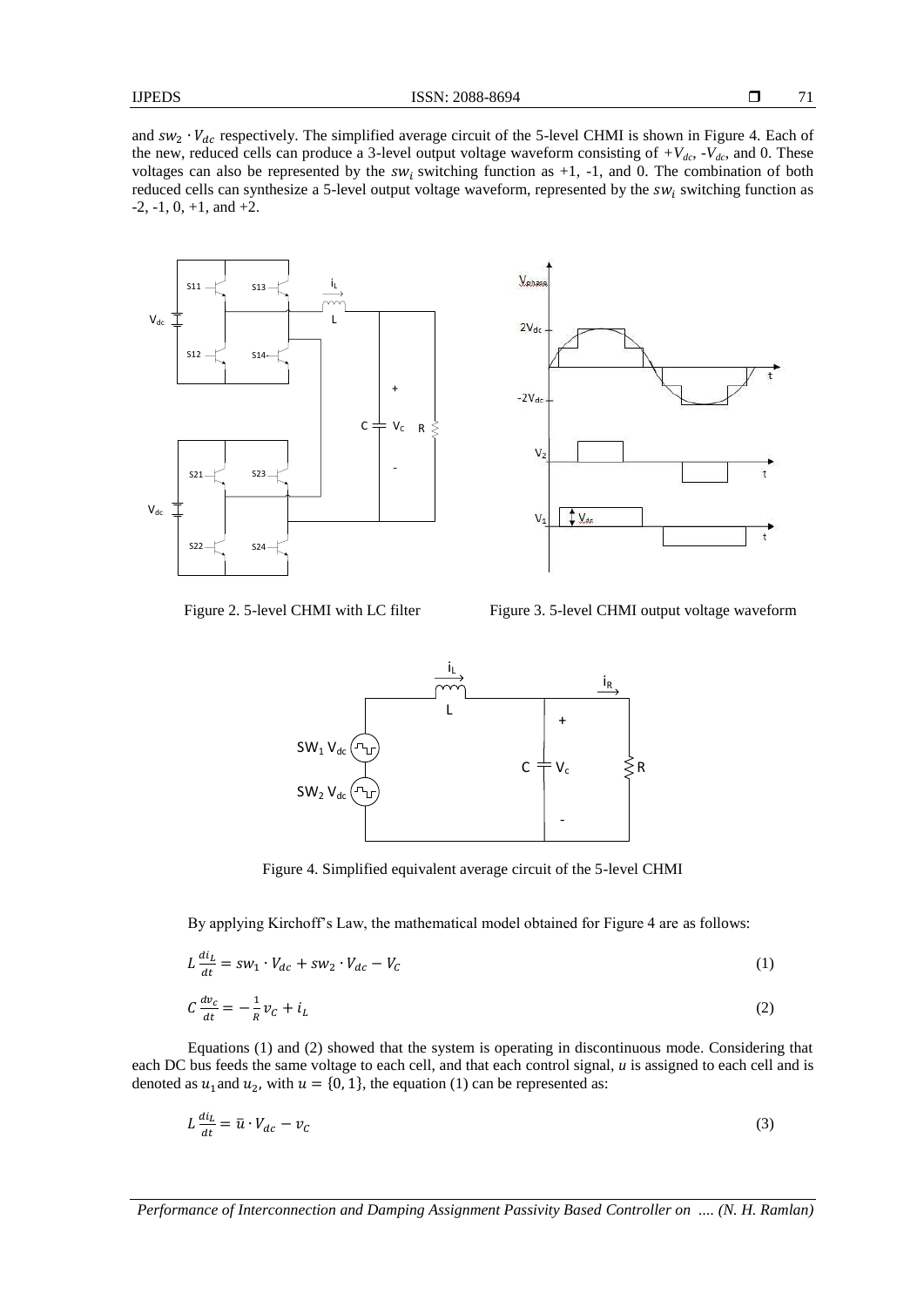and $sw_2 \cdot V_{dc}$ respectively. The simplified average circuit of the 5-level CHMI is shown in Figure 4. Each of the new, reduced cells can produce a 3-level output voltage waveform consisting of $+V_{dc}$, $-V_{dc}$, and 0. These voltages can also be represented by the $sw_i$ switching function as +1, -1, and 0. The combination of both reduced cells can synthesize a 5-level output voltage waveform, represented by the $sw_i$ switching function as -2, -1, 0, +1, and +2.

Figure 2. 5-level CHMI with LC filter

Figure 3. 5-level CHMI output voltage waveform

Figure 4. Simplified equivalent average circuit of the 5-level CHMI

By applying Kirchoff's Law, the mathematical model obtained for Figure 4 are as follows:

$$L\frac{di_L}{dt} = sw_1 \cdot V_{dc} + sw_2 \cdot V_{dc} - V_C \tag{1}$$

$$C\frac{dv_c}{dt} = -\frac{1}{R}v_C + i_L \tag{2}$$

Equations (1) and (2) showed that the system is operating in discontinuous mode. Considering that each DC bus feeds the same voltage to each cell, and that each control signal, $u$ is assigned to each cell and is denoted as $u_1$ and $u_2$, with $u = \{0, 1\}$, the equation (1) can be represented as:

$$L\frac{di_L}{dt} = \bar{u} \cdot V_{dc} - v_C \tag{3}$$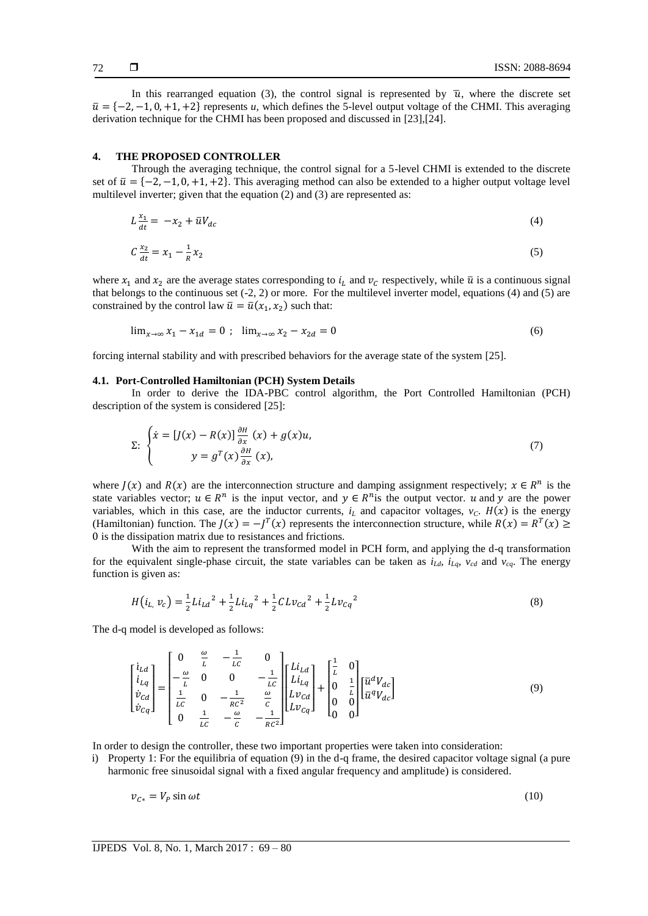In this rearranged equation (3), the control signal is represented by $\bar{u}$, where the discrete set $\bar{u} = \{-2, -1, 0, +1, +2\}$ represents $u$, which defines the 5-level output voltage of the CHMI. This averaging derivation technique for the CHMI has been proposed and discussed in [23],[24].

## 4. THE PROPOSED CONTROLLER

Through the averaging technique, the control signal for a 5-level CHMI is extended to the discrete set of $\bar{u} = \{-2, -1, 0, +1, +2\}$. This averaging method can also be extended to a higher output voltage level multilevel inverter; given that the equation (2) and (3) are represented as:

$$L\frac{x_1}{dt} = -x_2 + \bar{u}V_{dc} \tag{4}$$

$$C\frac{x_2}{dt} = x_1 - \frac{1}{R}x_2 \tag{5}$$

where $x_1$ and $x_2$ are the average states corresponding to $i_L$ and $v_C$ respectively, while $\bar{u}$ is a continuous signal that belongs to the continuous set (-2, 2) or more. For the multilevel inverter model, equations (4) and (5) are constrained by the control law $\bar{u} = \bar{u}(x_1, x_2)$ such that:

$$\lim_{x\to\infty} x_1 - x_{1d} = 0 \ ; \ \ \lim_{x\to\infty} x_2 - x_{2d} = 0 \tag{6}$$

forcing internal stability and with prescribed behaviors for the average state of the system [25].

### 4.1. Port-Controlled Hamiltonian (PCH) System Details

In order to derive the IDA-PBC control algorithm, the Port Controlled Hamiltonian (PCH) description of the system is considered [25]:

$$\Sigma\text{:} \begin{cases} \dot{x} = [J(x) - R(x)]\frac{\partial H}{\partial x}(x) + g(x)u, \\ \qquad y = g^T(x)\frac{\partial H}{\partial x}(x), \end{cases} \tag{7}$$

where $J(x)$ and $R(x)$ are the interconnection structure and damping assignment respectively; $x \in R^n$ is the state variables vector; $u \in R^n$ is the input vector, and $y \in R^n$is the output vector. $u$ and $y$ are the power variables, which in this case, are the inductor currents, $i_L$ and capacitor voltages, $v_C$. $H(x)$ is the energy (Hamiltonian) function. The $J(x) = -J^T(x)$ represents the interconnection structure, while $R(x) = R^T(x) \geq 0$ is the dissipation matrix due to resistances and frictions.

With the aim to represent the transformed model in PCH form, and applying the d-q transformation for the equivalent single-phase circuit, the state variables can be taken as $i_{Ld}$, $i_{Lq}$, $v_{cd}$ and $v_{cq}$. The energy function is given as:

$$H\left(i_{L,} \, v_c\right) = \frac{1}{2}Li_{Ld}{}^2 + \frac{1}{2}Li_{Lq}{}^2 + \frac{1}{2}CLv_{Cd}{}^2 + \frac{1}{2}Lv_{Cq}{}^2 \tag{8}$$

The d-q model is developed as follows:

$$\begin{bmatrix} i_{Ld} \\ i_{Lq} \\ \dot{v}_{Cd} \\ \dot{v}_{Cq} \end{bmatrix} = \begin{bmatrix} 0 & \frac{\omega}{L} & -\frac{1}{LC} & 0 \\ -\frac{\omega}{L} & 0 & 0 & -\frac{1}{LC} \\ \frac{1}{LC} & 0 & -\frac{1}{RC^2} & \frac{\omega}{C} \\ 0 & \frac{1}{LC} & -\frac{\omega}{C} & -\frac{1}{RC^2} \end{bmatrix} \begin{bmatrix} Li_{Ld} \\ Li_{Lq} \\ Lv_{Cd} \\ Lv_{Cq} \end{bmatrix} + \begin{bmatrix} \frac{1}{L} & 0 \\ 0 & \frac{1}{L} \\ 0 & 0 \\ 0 & 0 \end{bmatrix} \begin{bmatrix} \bar{u}^d V_{dc} \\ \bar{u}^q V_{dc} \end{bmatrix} \tag{9}$$

In order to design the controller, these two important properties were taken into consideration:

i) Property 1: For the equilibria of equation (9) in the d-q frame, the desired capacitor voltage signal (a pure harmonic free sinusoidal signal with a fixed angular frequency and amplitude) is considered.

$$v_{C*} = V_P \sin \omega t \tag{10}$$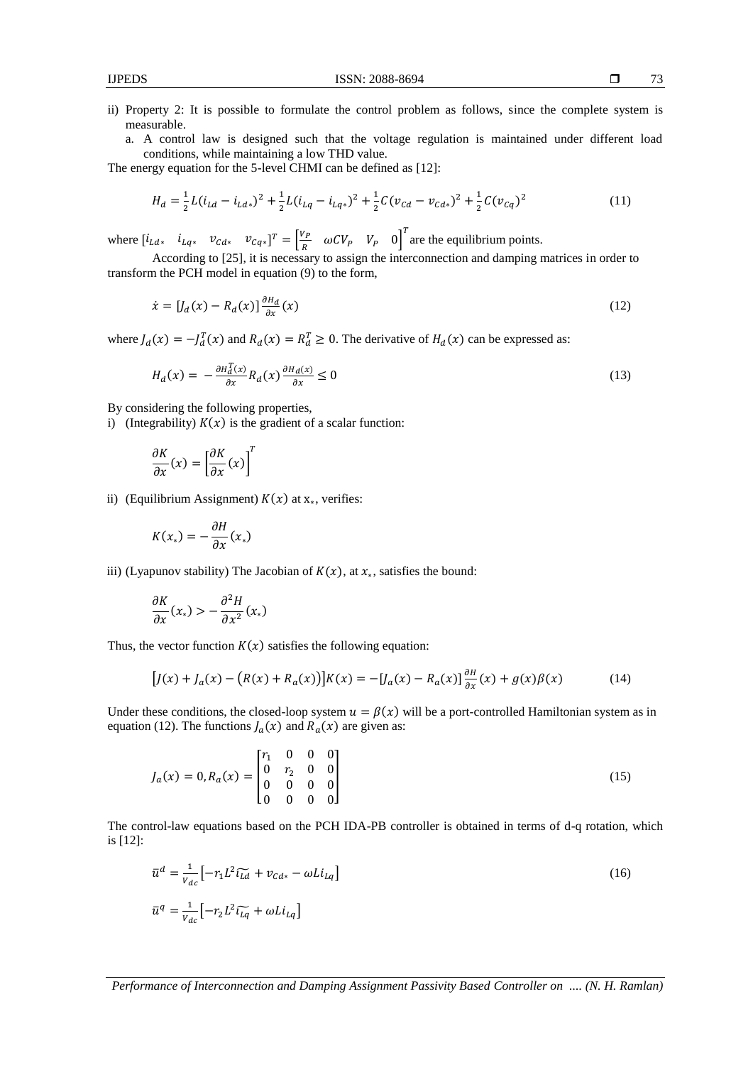ii) Property 2: It is possible to formulate the control problem as follows, since the complete system is measurable.
   a. A control law is designed such that the voltage regulation is maintained under different load conditions, while maintaining a low THD value.

The energy equation for the 5-level CHMI can be defined as [12]:

$$H_d = \frac{1}{2}L(i_{Ld} - i_{Ld*})^2 + \frac{1}{2}L(i_{Lq} - i_{Lq*})^2 + \frac{1}{2}C(v_{Cd} - v_{Cd*})^2 + \frac{1}{2}C(v_{Cq})^2 \tag{11}$$

where $[i_{Ld*} \quad i_{Lq*} \quad v_{Cd*} \quad v_{Cq*}]^T = \begin{bmatrix} \frac{V_P}{R} & \omega C V_P & V_P & 0 \end{bmatrix}^T$ are the equilibrium points.

According to [25], it is necessary to assign the interconnection and damping matrices in order to transform the PCH model in equation (9) to the form,

$$\dot{x} = [J_d(x) - R_d(x)]\frac{\partial H_d}{\partial x}(x) \tag{12}$$

where $J_d(x) = -J_d^T(x)$ and $R_d(x) = R_d^T \geq 0$. The derivative of $H_d(x)$ can be expressed as:

$$H_d(x) = -\frac{\partial H_d^T(x)}{\partial x}R_d(x)\frac{\partial H_{d(x)}}{\partial x} \leq 0 \tag{13}$$

By considering the following properties,

i) (Integrability) $K(x)$ is the gradient of a scalar function:

$$\frac{\partial K}{\partial x}(x) = \left[\frac{\partial K}{\partial x}(x)\right]^T$$

ii) (Equilibrium Assignment) $K(x)$ at $x_*$, verifies:

$$K(x_*) = -\frac{\partial H}{\partial x}(x_*)$$

iii) (Lyapunov stability) The Jacobian of $K(x)$, at $x_*$, satisfies the bound:

$$\frac{\partial K}{\partial x}(x_*) > -\frac{\partial^2 H}{\partial x^2}(x_*)$$

Thus, the vector function $K(x)$ satisfies the following equation:

$$\left[J(x) + J_a(x) - \left(R(x) + R_a(x)\right)\right]K(x) = -[J_a(x) - R_a(x)]\frac{\partial H}{\partial x}(x) + g(x)\beta(x) \tag{14}$$

Under these conditions, the closed-loop system $u = \beta(x)$ will be a port-controlled Hamiltonian system as in equation (12). The functions $J_a(x)$ and $R_a(x)$ are given as:

$$J_a(x) = 0, R_a(x) = \begin{bmatrix} r_1 & 0 & 0 & 0 \\ 0 & r_2 & 0 & 0 \\ 0 & 0 & 0 & 0 \\ 0 & 0 & 0 & 0 \end{bmatrix} \tag{15}$$

The control-law equations based on the PCH IDA-PB controller is obtained in terms of d-q rotation, which is [12]:

$$\bar{u}^d = \frac{1}{V_{dc}}\left[-r_1 L^2 \widetilde{i_{Ld}} + v_{Cd*} - \omega L i_{Lq}\right] \tag{16}$$

$$\bar{u}^q = \frac{1}{V_{dc}}\left[-r_2 L^2 \widetilde{i_{Lq}} + \omega L i_{Lq}\right]$$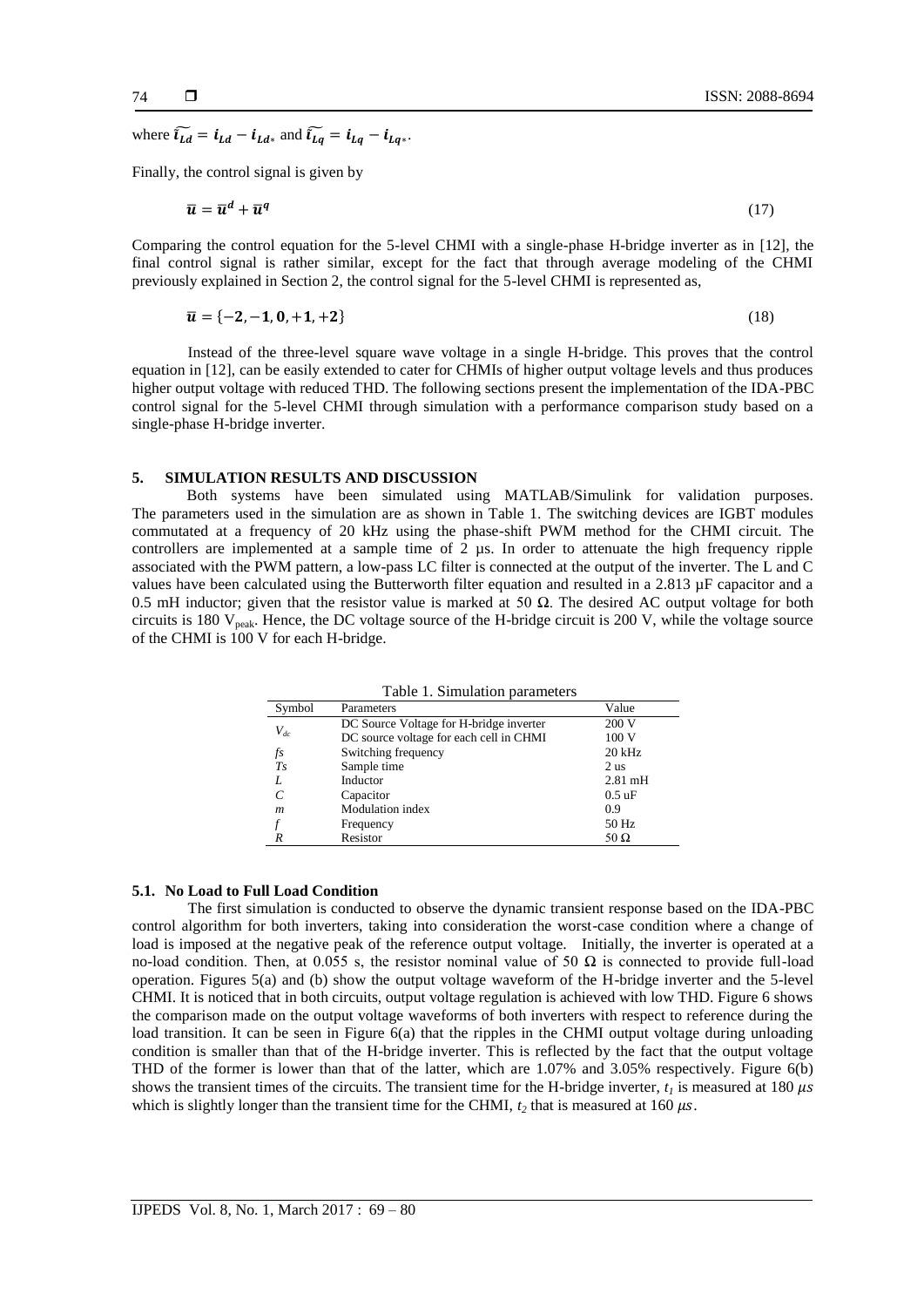where $\widetilde{i_{Ld}} = i_{Ld} - i_{Ld*}$ and $\widetilde{i_{Lq}} = i_{Lq} - i_{Lq*}$.

Finally, the control signal is given by

$$\bar{u} = \bar{u}^d + \bar{u}^q \tag{17}$$

Comparing the control equation for the 5-level CHMI with a single-phase H-bridge inverter as in [12], the final control signal is rather similar, except for the fact that through average modeling of the CHMI previously explained in Section 2, the control signal for the 5-level CHMI is represented as,

$$\bar{u} = \{-2, -1, 0, +1, +2\} \tag{18}$$

Instead of the three-level square wave voltage in a single H-bridge. This proves that the control equation in [12], can be easily extended to cater for CHMIs of higher output voltage levels and thus produces higher output voltage with reduced THD. The following sections present the implementation of the IDA-PBC control signal for the 5-level CHMI through simulation with a performance comparison study based on a single-phase H-bridge inverter.

## 5. SIMULATION RESULTS AND DISCUSSION

Both systems have been simulated using MATLAB/Simulink for validation purposes. The parameters used in the simulation are as shown in Table 1. The switching devices are IGBT modules commutated at a frequency of 20 kHz using the phase-shift PWM method for the CHMI circuit. The controllers are implemented at a sample time of 2 µs. In order to attenuate the high frequency ripple associated with the PWM pattern, a low-pass LC filter is connected at the output of the inverter. The L and C values have been calculated using the Butterworth filter equation and resulted in a 2.813 µF capacitor and a 0.5 mH inductor; given that the resistor value is marked at 50 Ω. The desired AC output voltage for both circuits is 180 $V_{peak}$. Hence, the DC voltage source of the H-bridge circuit is 200 V, while the voltage source of the CHMI is 100 V for each H-bridge.

Table 1. Simulation parameters

| Symbol | Parameters | Value |
|---|---|---|
| $V_{dc}$ | DC Source Voltage for H-bridge inverter | 200 V |
| | DC source voltage for each cell in CHMI | 100 V |
| $fs$ | Switching frequency | 20 kHz |
| $Ts$ | Sample time | 2 us |
| $L$ | Inductor | 2.81 mH |
| $C$ | Capacitor | 0.5 uF |
| $m$ | Modulation index | 0.9 |
| $f$ | Frequency | 50 Hz |
| $R$ | Resistor | 50 Ω |

### 5.1. No Load to Full Load Condition

The first simulation is conducted to observe the dynamic transient response based on the IDA-PBC control algorithm for both inverters, taking into consideration the worst-case condition where a change of load is imposed at the negative peak of the reference output voltage. Initially, the inverter is operated at a no-load condition. Then, at 0.055 s, the resistor nominal value of 50 Ω is connected to provide full-load operation. Figures 5(a) and (b) show the output voltage waveform of the H-bridge inverter and the 5-level CHMI. It is noticed that in both circuits, output voltage regulation is achieved with low THD. Figure 6 shows the comparison made on the output voltage waveforms of both inverters with respect to reference during the load transition. It can be seen in Figure 6(a) that the ripples in the CHMI output voltage during unloading condition is smaller than that of the H-bridge inverter. This is reflected by the fact that the output voltage THD of the former is lower than that of the latter, which are 1.07% and 3.05% respectively. Figure 6(b) shows the transient times of the circuits. The transient time for the H-bridge inverter, $t_1$ is measured at 180 $\mu s$ which is slightly longer than the transient time for the CHMI, $t_2$ that is measured at 160 $\mu s$.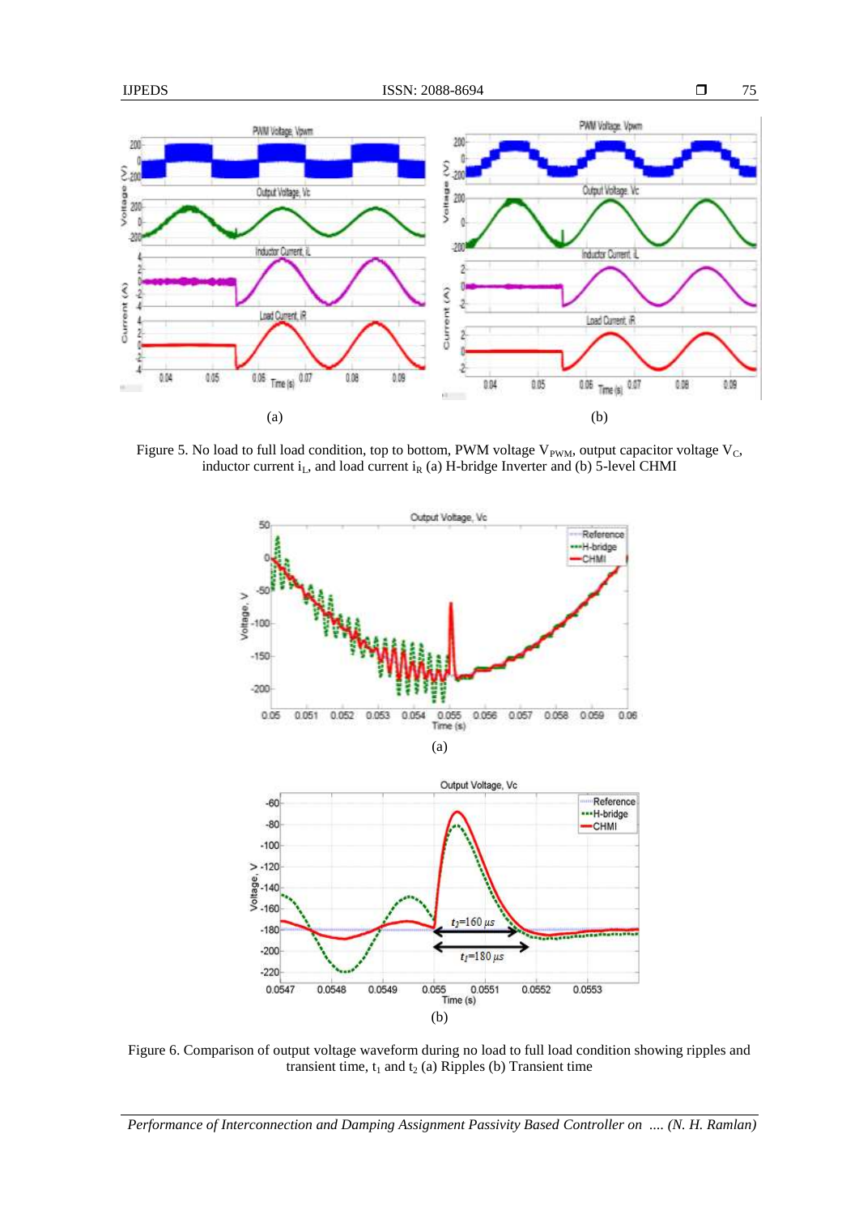Figure 5. No load to full load condition, top to bottom, PWM voltage $V_{PWM}$, output capacitor voltage $V_C$, inductor current $i_L$, and load current $i_R$ (a) H-bridge Inverter and (b) 5-level CHMI

Figure 6. Comparison of output voltage waveform during no load to full load condition showing ripples and transient time, $t_1$ and $t_2$ (a) Ripples (b) Transient time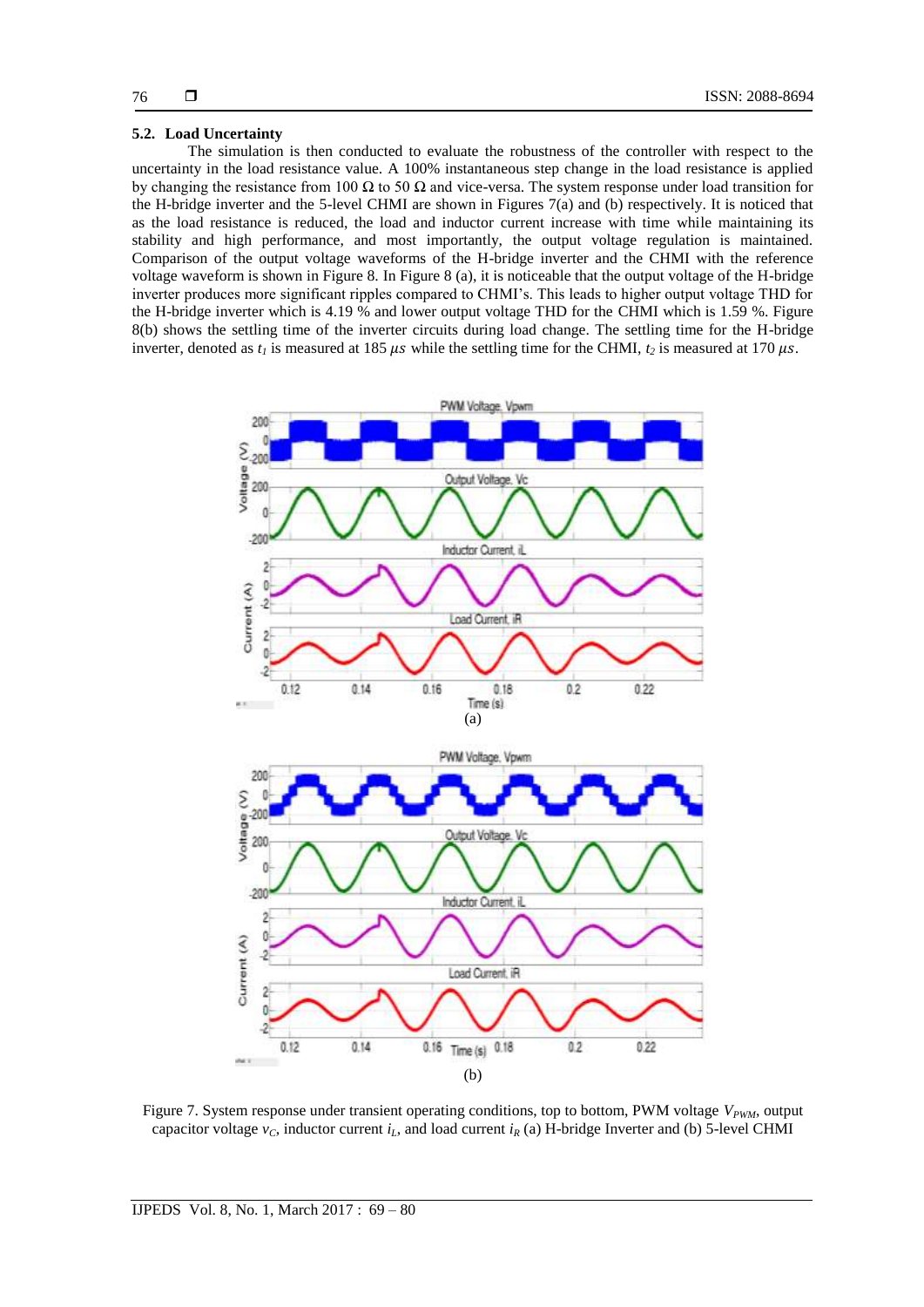### 5.2. Load Uncertainty

The simulation is then conducted to evaluate the robustness of the controller with respect to the uncertainty in the load resistance value. A 100% instantaneous step change in the load resistance is applied by changing the resistance from 100 Ω to 50 Ω and vice-versa. The system response under load transition for the H-bridge inverter and the 5-level CHMI are shown in Figures 7(a) and (b) respectively. It is noticed that as the load resistance is reduced, the load and inductor current increase with time while maintaining its stability and high performance, and most importantly, the output voltage regulation is maintained. Comparison of the output voltage waveforms of the H-bridge inverter and the CHMI with the reference voltage waveform is shown in Figure 8. In Figure 8 (a), it is noticeable that the output voltage of the H-bridge inverter produces more significant ripples compared to CHMI's. This leads to higher output voltage THD for the H-bridge inverter which is 4.19 % and lower output voltage THD for the CHMI which is 1.59 %. Figure 8(b) shows the settling time of the inverter circuits during load change. The settling time for the H-bridge inverter, denoted as $t_1$ is measured at 185 $\mu s$ while the settling time for the CHMI, $t_2$ is measured at 170 $\mu s$.

(a)

(b)

Figure 7. System response under transient operating conditions, top to bottom, PWM voltage $V_{PWM}$, output capacitor voltage $v_C$, inductor current $i_L$, and load current $i_R$ (a) H-bridge Inverter and (b) 5-level CHMI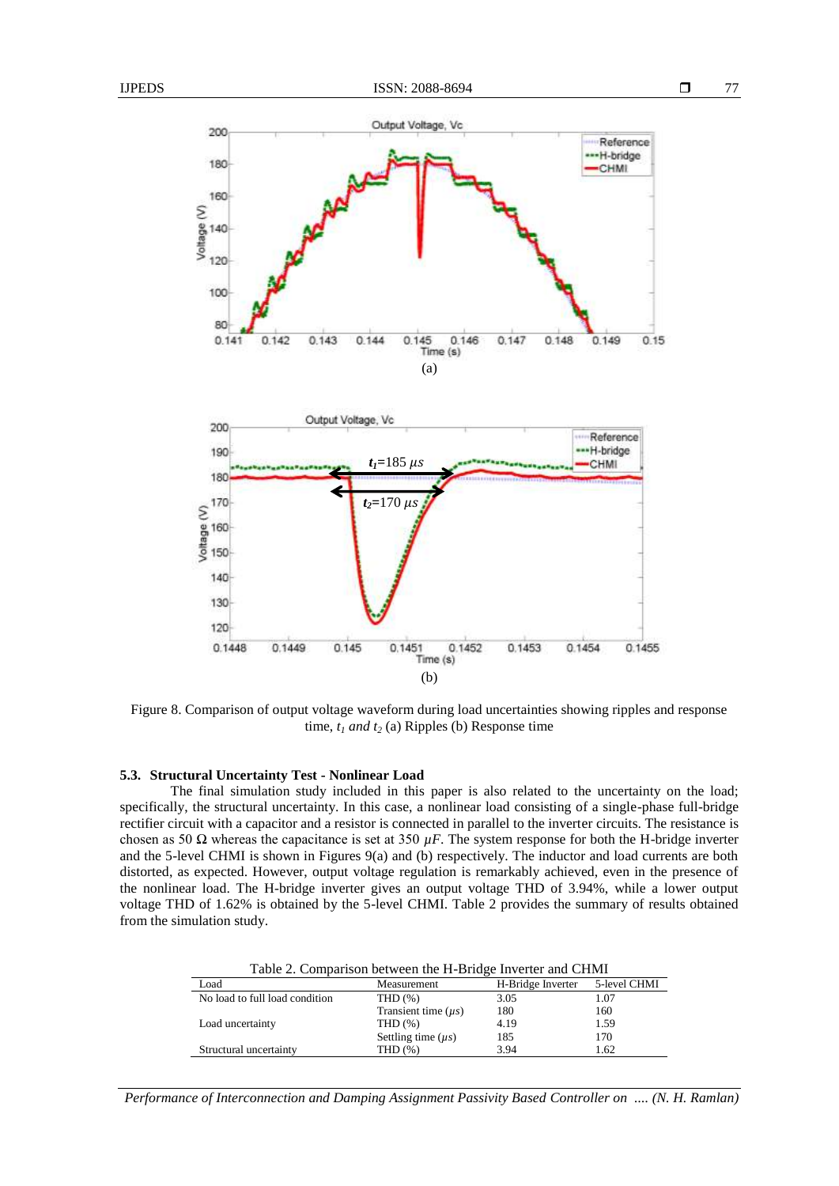Figure 8. Comparison of output voltage waveform during load uncertainties showing ripples and response time, $t_1$ *and* $t_2$ (a) Ripples (b) Response time

### 5.3. Structural Uncertainty Test - Nonlinear Load

The final simulation study included in this paper is also related to the uncertainty on the load; specifically, the structural uncertainty. In this case, a nonlinear load consisting of a single-phase full-bridge rectifier circuit with a capacitor and a resistor is connected in parallel to the inverter circuits. The resistance is chosen as 50 Ω whereas the capacitance is set at 350 $\mu F$. The system response for both the H-bridge inverter and the 5-level CHMI is shown in Figures 9(a) and (b) respectively. The inductor and load currents are both distorted, as expected. However, output voltage regulation is remarkably achieved, even in the presence of the nonlinear load. The H-bridge inverter gives an output voltage THD of 3.94%, while a lower output voltage THD of 1.62% is obtained by the 5-level CHMI. Table 2 provides the summary of results obtained from the simulation study.

Table 2. Comparison between the H-Bridge Inverter and CHMI

| Load | Measurement | H-Bridge Inverter | 5-level CHMI |
|---|---|---|---|
| No load to full load condition | THD (%) | 3.05 | 1.07 |
| | Transient time ($\mu s$) | 180 | 160 |
| Load uncertainty | THD (%) | 4.19 | 1.59 |
| | Settling time ($\mu s$) | 185 | 170 |
| Structural uncertainty | THD (%) | 3.94 | 1.62 |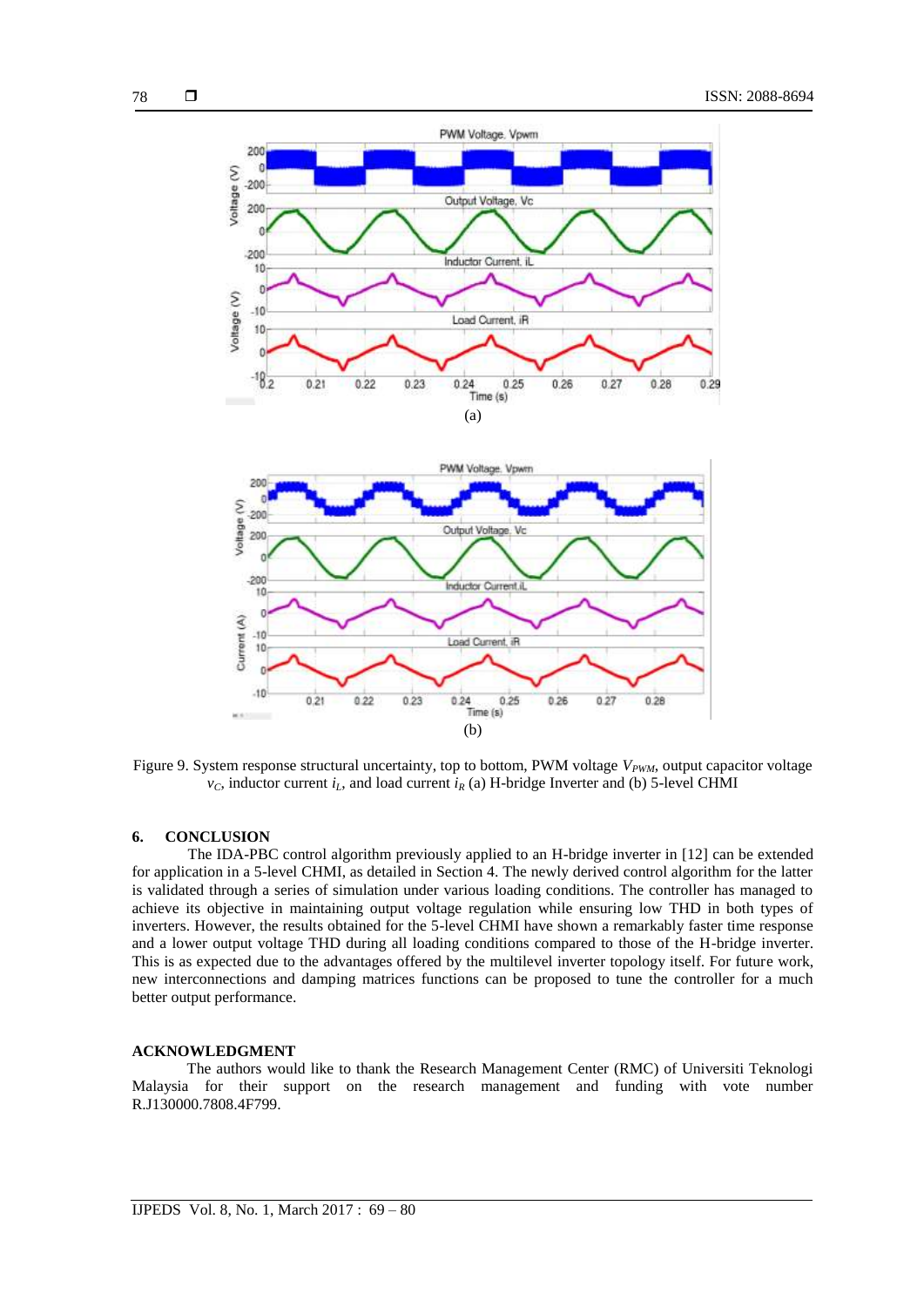Figure 9. System response structural uncertainty, top to bottom, PWM voltage $V_{PWM}$, output capacitor voltage $v_C$, inductor current $i_L$, and load current $i_R$ (a) H-bridge Inverter and (b) 5-level CHMI

## 6. CONCLUSION

The IDA-PBC control algorithm previously applied to an H-bridge inverter in [12] can be extended for application in a 5-level CHMI, as detailed in Section 4. The newly derived control algorithm for the latter is validated through a series of simulation under various loading conditions. The controller has managed to achieve its objective in maintaining output voltage regulation while ensuring low THD in both types of inverters. However, the results obtained for the 5-level CHMI have shown a remarkably faster time response and a lower output voltage THD during all loading conditions compared to those of the H-bridge inverter. This is as expected due to the advantages offered by the multilevel inverter topology itself. For future work, new interconnections and damping matrices functions can be proposed to tune the controller for a much better output performance.

## ACKNOWLEDGMENT

The authors would like to thank the Research Management Center (RMC) of Universiti Teknologi Malaysia for their support on the research management and funding with vote number R.J130000.7808.4F799.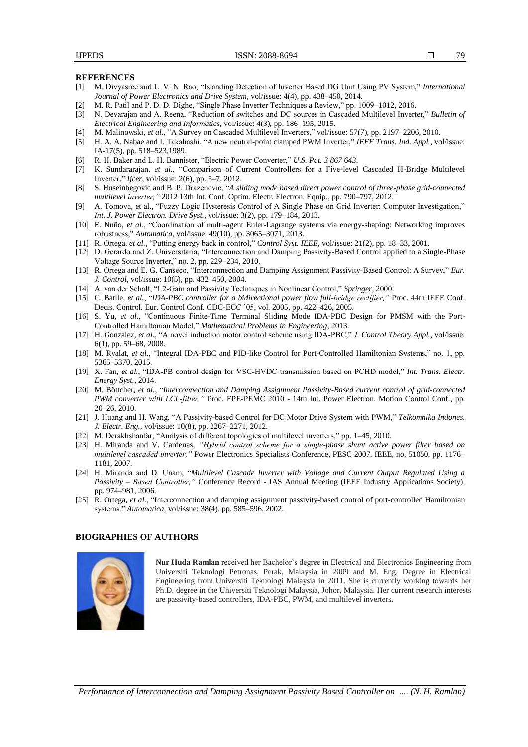**REFERENCES**

[1] M. Divyasree and L. V. N. Rao, "Islanding Detection of Inverter Based DG Unit Using PV System," *International Journal of Power Electronics and Drive System*, vol/issue: 4(4), pp. 438–450, 2014.

[2] M. R. Patil and P. D. D. Dighe, "Single Phase Inverter Techniques a Review," pp. 1009–1012, 2016.

[3] N. Devarajan and A. Reena, "Reduction of switches and DC sources in Cascaded Multilevel Inverter," *Bulletin of Electrical Engineering and Informatics*, vol/issue: 4(3), pp. 186–195, 2015.

[4] M. Malinowski, *et al.*, "A Survey on Cascaded Multilevel Inverters," vol/issue: 57(7), pp. 2197–2206, 2010.

[5] H. A. A. Nabae and I. Takahashi, "A new neutral-point clamped PWM Inverter," *IEEE Trans. Ind. Appl.*, vol/issue: IA-17(5), pp. 518–523,1989.

[6] R. H. Baker and L. H. Bannister, "Electric Power Converter," *U.S. Pat. 3 867 643*.

[7] K. Sundararajan, *et al.*, "Comparison of Current Controllers for a Five-level Cascaded H-Bridge Multilevel Inverter," *Ijcer*, vol/issue: 2(6), pp. 5–7, 2012.

[8] S. Huseinbegovic and B. P. Drazenovic, "*A sliding mode based direct power control of three-phase grid-connected multilevel inverter,"* 2012 13th Int. Conf. Optim. Electr. Electron. Equip., pp. 790–797, 2012.

[9] A. Tomova, et al., "Fuzzy Logic Hysteresis Control of A Single Phase on Grid Inverter: Computer Investigation," *Int. J. Power Electron. Drive Syst.*, vol/issue: 3(2), pp. 179–184, 2013.

[10] E. Nuño, *et al.*, "Coordination of multi-agent Euler-Lagrange systems via energy-shaping: Networking improves robustness," *Automatica*, vol/issue: 49(10), pp. 3065–3071, 2013.

[11] R. Ortega, *et al.*, "Putting energy back in control," *Control Syst. IEEE*, vol/issue: 21(2), pp. 18–33, 2001.

[12] D. Gerardo and Z. Universitaria, "Interconnection and Damping Passivity-Based Control applied to a Single-Phase Voltage Source Inverter," no. 2, pp. 229–234, 2010.

[13] R. Ortega and E. G. Canseco, "Interconnection and Damping Assignment Passivity-Based Control: A Survey," *Eur. J. Control*, vol/issue: 10(5), pp. 432–450, 2004.

[14] A. van der Schaft, "L2-Gain and Passivity Techniques in Nonlinear Control," *Springer*, 2000.

[15] C. Batlle, *et al.*, "*IDA-PBC controller for a bidirectional power flow full-bridge rectifier,"* Proc. 44th IEEE Conf. Decis. Control. Eur. Control Conf. CDC-ECC '05, vol. 2005, pp. 422–426, 2005.

[16] S. Yu, *et al.*, "Continuous Finite-Time Terminal Sliding Mode IDA-PBC Design for PMSM with the Port-Controlled Hamiltonian Model," *Mathematical Problems in Engineering*, 2013.

[17] H. González, *et al.*, "A novel induction motor control scheme using IDA-PBC," *J. Control Theory Appl.*, vol/issue: 6(1), pp. 59–68, 2008.

[18] M. Ryalat, *et al.*, "Integral IDA-PBC and PID-like Control for Port-Controlled Hamiltonian Systems," no. 1, pp. 5365–5370, 2015.

[19] X. Fan, *et al.*, "IDA-PB control design for VSC-HVDC transmission based on PCHD model," *Int. Trans. Electr. Energy Syst.*, 2014.

[20] M. Böttcher, *et al.*, "*Interconnection and Damping Assignment Passivity-Based current control of grid-connected PWM converter with LCL-filter,"* Proc. EPE-PEMC 2010 - 14th Int. Power Electron. Motion Control Conf., pp. 20–26, 2010.

[21] J. Huang and H. Wang, "A Passivity-based Control for DC Motor Drive System with PWM," *Telkomnika Indones. J. Electr. Eng.*, vol/issue: 10(8), pp. 2267–2271, 2012.

[22] M. Derakhshanfar, "Analysis of different topologies of multilevel inverters," pp. 1–45, 2010.

[23] H. Miranda and V. Cardenas, *"Hybrid control scheme for a single-phase shunt active power filter based on multilevel cascaded inverter,"* Power Electronics Specialists Conference, PESC 2007. IEEE, no. 51050, pp. 1176–1181, 2007.

[24] H. Miranda and D. Unam, "*Multilevel Cascade Inverter with Voltage and Current Output Regulated Using a Passivity – Based Controller,"* Conference Record - IAS Annual Meeting (IEEE Industry Applications Society), pp. 974–981, 2006.

[25] R. Ortega, *et al.*, "Interconnection and damping assignment passivity-based control of port-controlled Hamiltonian systems," *Automatica*, vol/issue: 38(4), pp. 585–596, 2002.

**BIOGRAPHIES OF AUTHORS**

**Nur Huda Ramlan** received her Bachelor's degree in Electrical and Electronics Engineering from Universiti Teknologi Petronas, Perak, Malaysia in 2009 and M. Eng. Degree in Electrical Engineering from Universiti Teknologi Malaysia in 2011. She is currently working towards her Ph.D. degree in the Universiti Teknologi Malaysia, Johor, Malaysia. Her current research interests are passivity-based controllers, IDA-PBC, PWM, and multilevel inverters.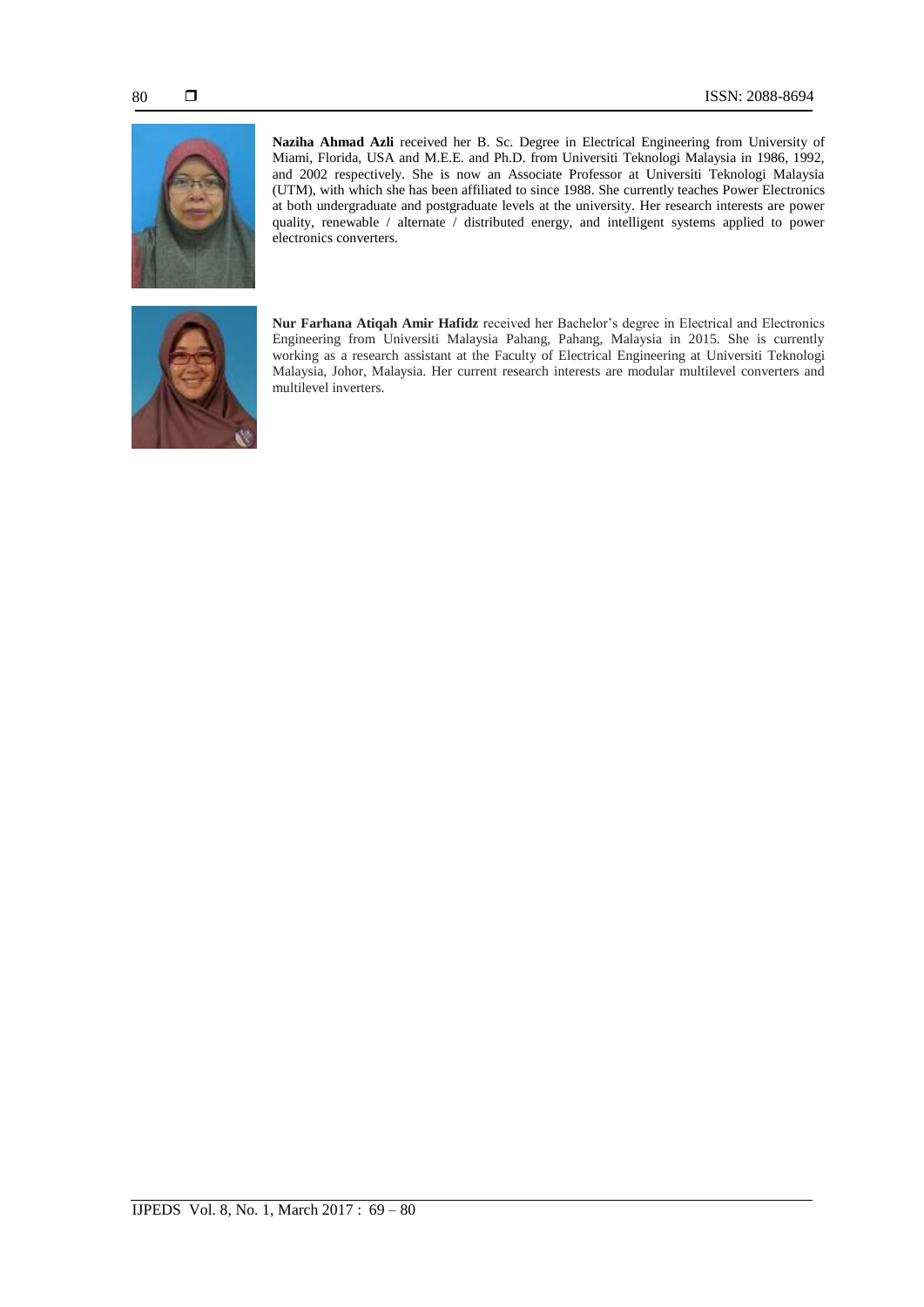**Naziha Ahmad Azli** received her B. Sc. Degree in Electrical Engineering from University of Miami, Florida, USA and M.E.E. and Ph.D. from Universiti Teknologi Malaysia in 1986, 1992, and 2002 respectively. She is now an Associate Professor at Universiti Teknologi Malaysia (UTM), with which she has been affiliated to since 1988. She currently teaches Power Electronics at both undergraduate and postgraduate levels at the university. Her research interests are power quality, renewable / alternate / distributed energy, and intelligent systems applied to power electronics converters.

**Nur Farhana Atiqah Amir Hafidz** received her Bachelor's degree in Electrical and Electronics Engineering from Universiti Malaysia Pahang, Pahang, Malaysia in 2015. She is currently working as a research assistant at the Faculty of Electrical Engineering at Universiti Teknologi Malaysia, Johor, Malaysia. Her current research interests are modular multilevel converters and multilevel inverters.